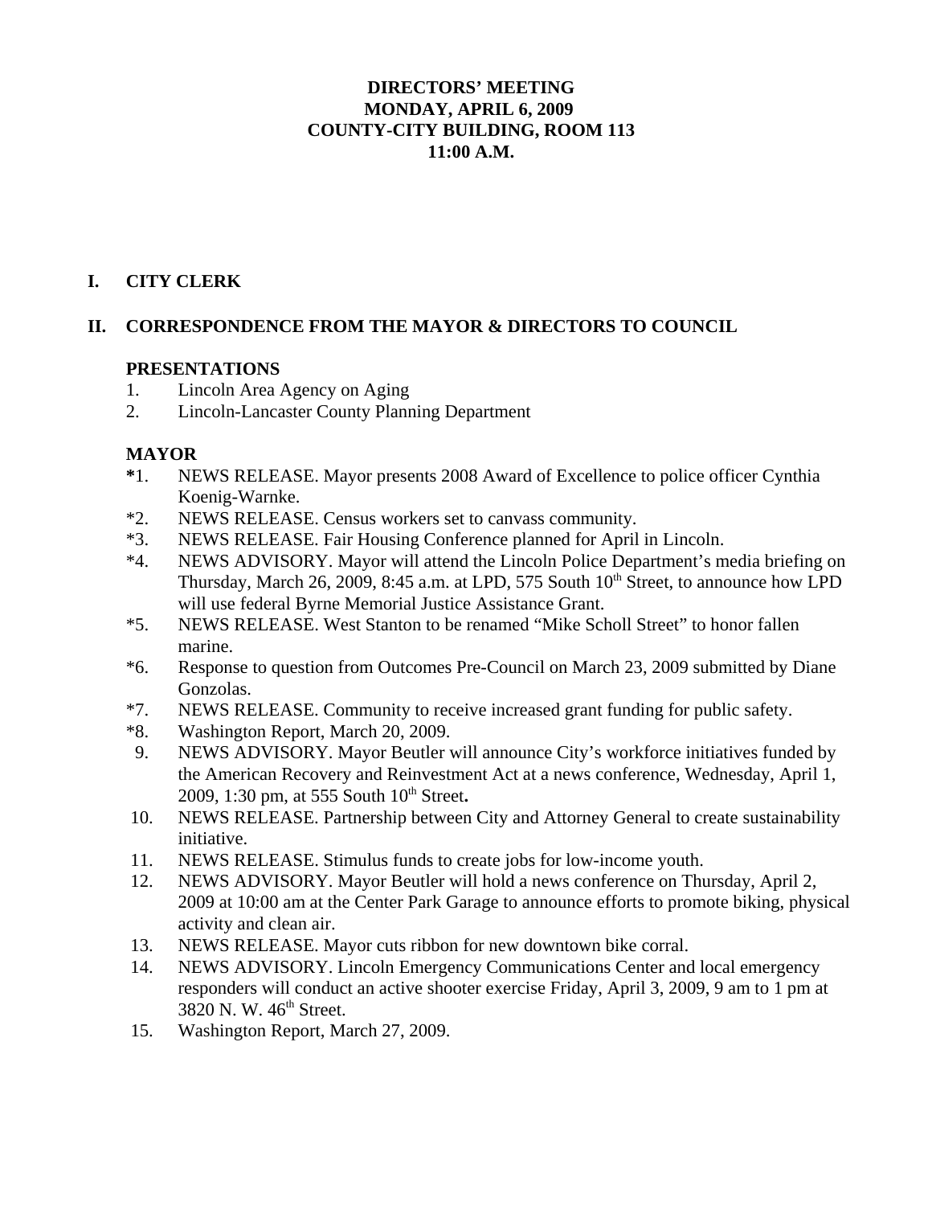# DIRECTORS' MEETING
# MONDAY, APRIL 6, 2009
# COUNTY-CITY BUILDING, ROOM 113
# 11:00 A.M.

## I. CITY CLERK

## II. CORRESPONDENCE FROM THE MAYOR & DIRECTORS TO COUNCIL

### PRESENTATIONS

1. Lincoln Area Agency on Aging
2. Lincoln-Lancaster County Planning Department

### MAYOR

*1. NEWS RELEASE. Mayor presents 2008 Award of Excellence to police officer Cynthia Koenig-Warnke.

*2. NEWS RELEASE. Census workers set to canvass community.

*3. NEWS RELEASE. Fair Housing Conference planned for April in Lincoln.

*4. NEWS ADVISORY. Mayor will attend the Lincoln Police Department's media briefing on Thursday, March 26, 2009, 8:45 a.m. at LPD, 575 South 10th Street, to announce how LPD will use federal Byrne Memorial Justice Assistance Grant.

*5. NEWS RELEASE. West Stanton to be renamed "Mike Scholl Street" to honor fallen marine.

*6. Response to question from Outcomes Pre-Council on March 23, 2009 submitted by Diane Gonzolas.

*7. NEWS RELEASE. Community to receive increased grant funding for public safety.

*8. Washington Report, March 20, 2009.

9. NEWS ADVISORY. Mayor Beutler will announce City's workforce initiatives funded by the American Recovery and Reinvestment Act at a news conference, Wednesday, April 1, 2009, 1:30 pm, at 555 South 10th Street**.**

10. NEWS RELEASE. Partnership between City and Attorney General to create sustainability initiative.

11. NEWS RELEASE. Stimulus funds to create jobs for low-income youth.

12. NEWS ADVISORY. Mayor Beutler will hold a news conference on Thursday, April 2, 2009 at 10:00 am at the Center Park Garage to announce efforts to promote biking, physical activity and clean air.

13. NEWS RELEASE. Mayor cuts ribbon for new downtown bike corral.

14. NEWS ADVISORY. Lincoln Emergency Communications Center and local emergency responders will conduct an active shooter exercise Friday, April 3, 2009, 9 am to 1 pm at 3820 N. W. 46th Street.

15. Washington Report, March 27, 2009.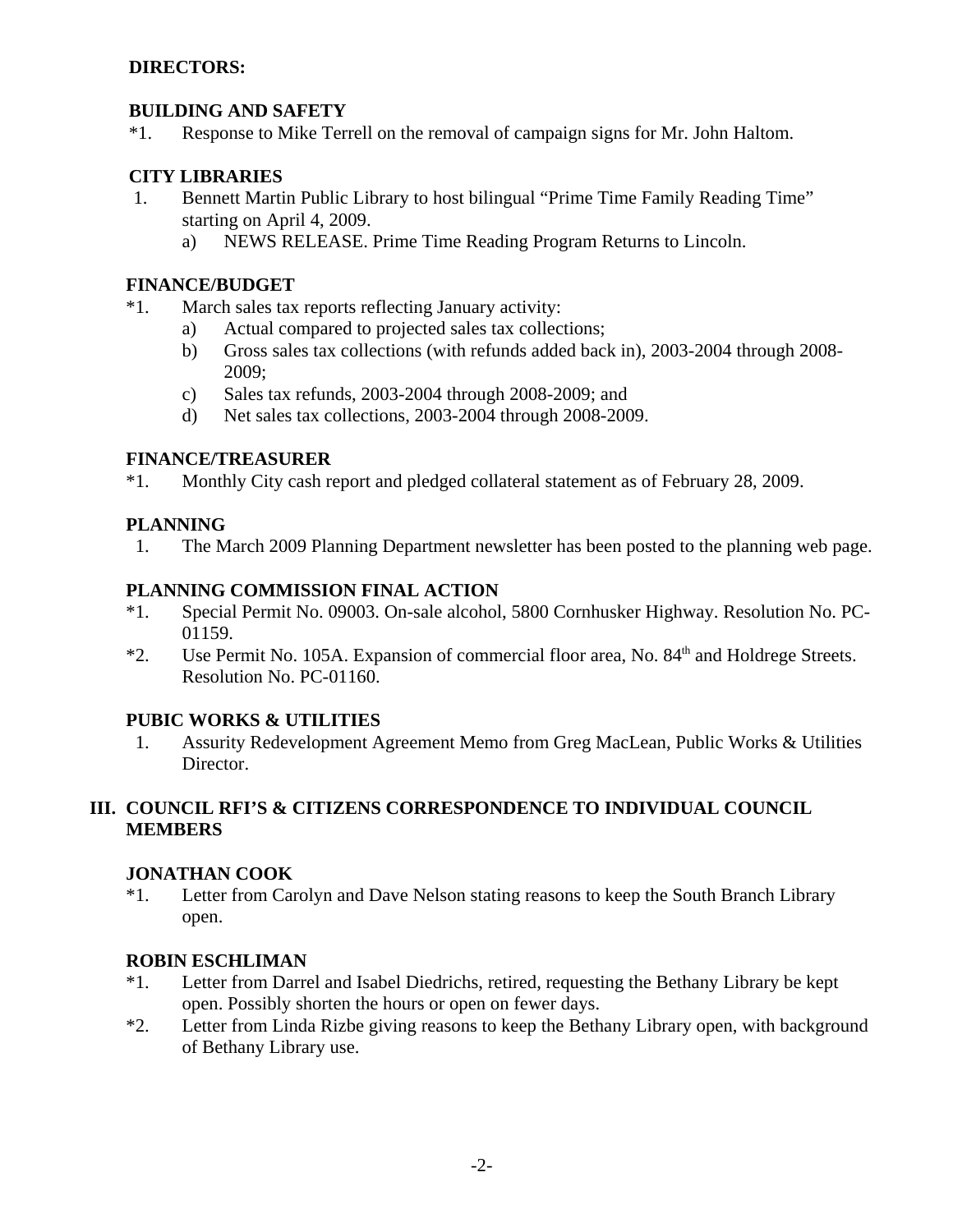**DIRECTORS:**

**BUILDING AND SAFETY**

*1. Response to Mike Terrell on the removal of campaign signs for Mr. John Haltom.

**CITY LIBRARIES**

1. Bennett Martin Public Library to host bilingual "Prime Time Family Reading Time" starting on April 4, 2009.
   a) NEWS RELEASE. Prime Time Reading Program Returns to Lincoln.

**FINANCE/BUDGET**

*1. March sales tax reports reflecting January activity:
   a) Actual compared to projected sales tax collections;
   b) Gross sales tax collections (with refunds added back in), 2003-2004 through 2008-2009;
   c) Sales tax refunds, 2003-2004 through 2008-2009; and
   d) Net sales tax collections, 2003-2004 through 2008-2009.

**FINANCE/TREASURER**

*1. Monthly City cash report and pledged collateral statement as of February 28, 2009.

**PLANNING**

1. The March 2009 Planning Department newsletter has been posted to the planning web page.

**PLANNING COMMISSION FINAL ACTION**

*1. Special Permit No. 09003. On-sale alcohol, 5800 Cornhusker Highway. Resolution No. PC-01159.

*2. Use Permit No. 105A. Expansion of commercial floor area, No. 84th and Holdrege Streets. Resolution No. PC-01160.

**PUBIC WORKS & UTILITIES**

1. Assurity Redevelopment Agreement Memo from Greg MacLean, Public Works & Utilities Director.

## III. COUNCIL RFI'S & CITIZENS CORRESPONDENCE TO INDIVIDUAL COUNCIL MEMBERS

**JONATHAN COOK**

*1. Letter from Carolyn and Dave Nelson stating reasons to keep the South Branch Library open.

**ROBIN ESCHLIMAN**

*1. Letter from Darrel and Isabel Diedrichs, retired, requesting the Bethany Library be kept open. Possibly shorten the hours or open on fewer days.

*2. Letter from Linda Rizbe giving reasons to keep the Bethany Library open, with background of Bethany Library use.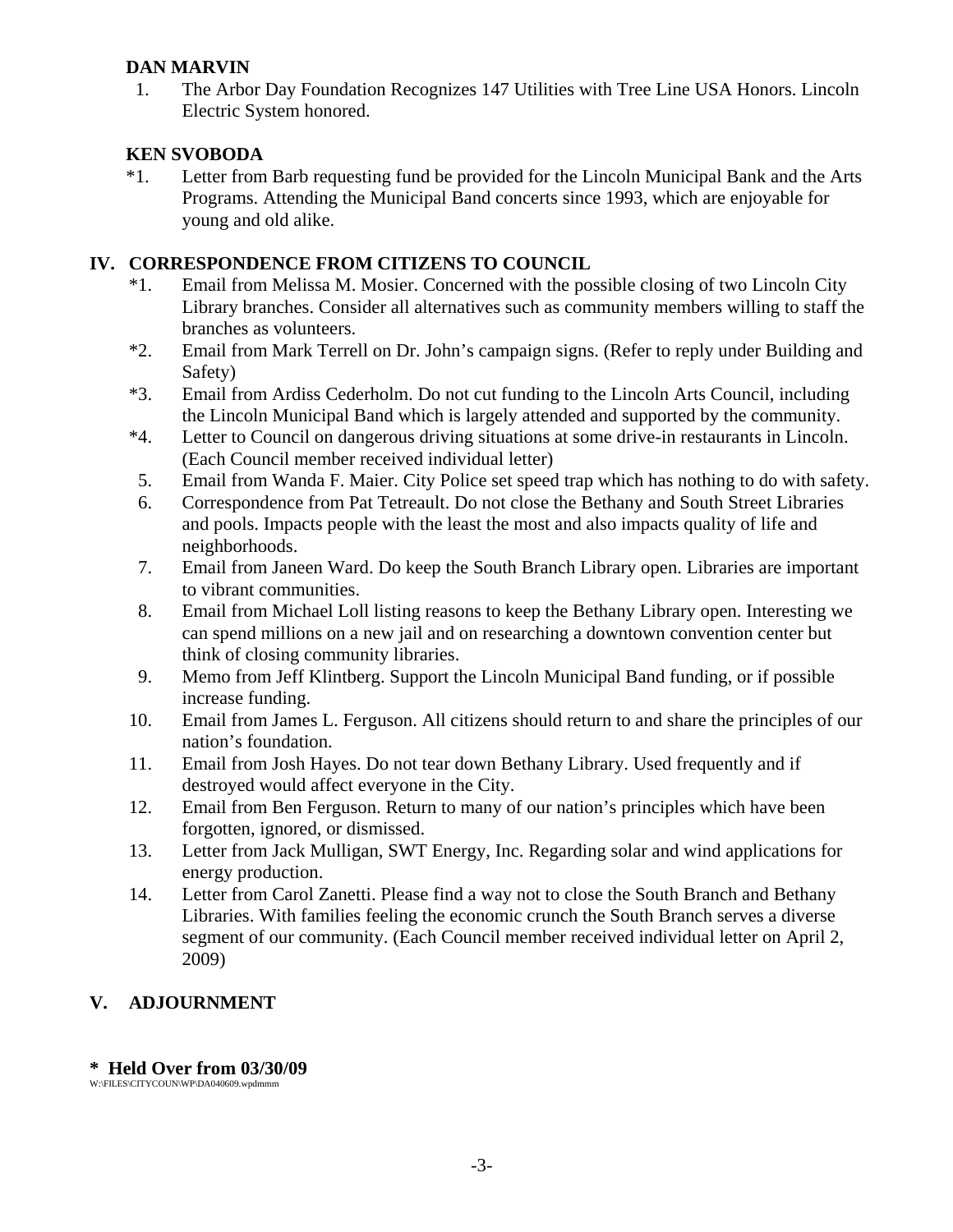**DAN MARVIN**

1. The Arbor Day Foundation Recognizes 147 Utilities with Tree Line USA Honors. Lincoln Electric System honored.

**KEN SVOBODA**

*1. Letter from Barb requesting fund be provided for the Lincoln Municipal Bank and the Arts Programs. Attending the Municipal Band concerts since 1993, which are enjoyable for young and old alike.

## IV. CORRESPONDENCE FROM CITIZENS TO COUNCIL

*1. Email from Melissa M. Mosier. Concerned with the possible closing of two Lincoln City Library branches. Consider all alternatives such as community members willing to staff the branches as volunteers.

*2. Email from Mark Terrell on Dr. John's campaign signs. (Refer to reply under Building and Safety)

*3. Email from Ardiss Cederholm. Do not cut funding to the Lincoln Arts Council, including the Lincoln Municipal Band which is largely attended and supported by the community.

*4. Letter to Council on dangerous driving situations at some drive-in restaurants in Lincoln. (Each Council member received individual letter)

5. Email from Wanda F. Maier. City Police set speed trap which has nothing to do with safety.

6. Correspondence from Pat Tetreault. Do not close the Bethany and South Street Libraries and pools. Impacts people with the least the most and also impacts quality of life and neighborhoods.

7. Email from Janeen Ward. Do keep the South Branch Library open. Libraries are important to vibrant communities.

8. Email from Michael Loll listing reasons to keep the Bethany Library open. Interesting we can spend millions on a new jail and on researching a downtown convention center but think of closing community libraries.

9. Memo from Jeff Klintberg. Support the Lincoln Municipal Band funding, or if possible increase funding.

10. Email from James L. Ferguson. All citizens should return to and share the principles of our nation's foundation.

11. Email from Josh Hayes. Do not tear down Bethany Library. Used frequently and if destroyed would affect everyone in the City.

12. Email from Ben Ferguson. Return to many of our nation's principles which have been forgotten, ignored, or dismissed.

13. Letter from Jack Mulligan, SWT Energy, Inc. Regarding solar and wind applications for energy production.

14. Letter from Carol Zanetti. Please find a way not to close the South Branch and Bethany Libraries. With families feeling the economic crunch the South Branch serves a diverse segment of our community. (Each Council member received individual letter on April 2, 2009)

## V. ADJOURNMENT

**\* Held Over from 03/30/09**

W:\FILES\CITYCOUN\WP\DA040609.wpdmmm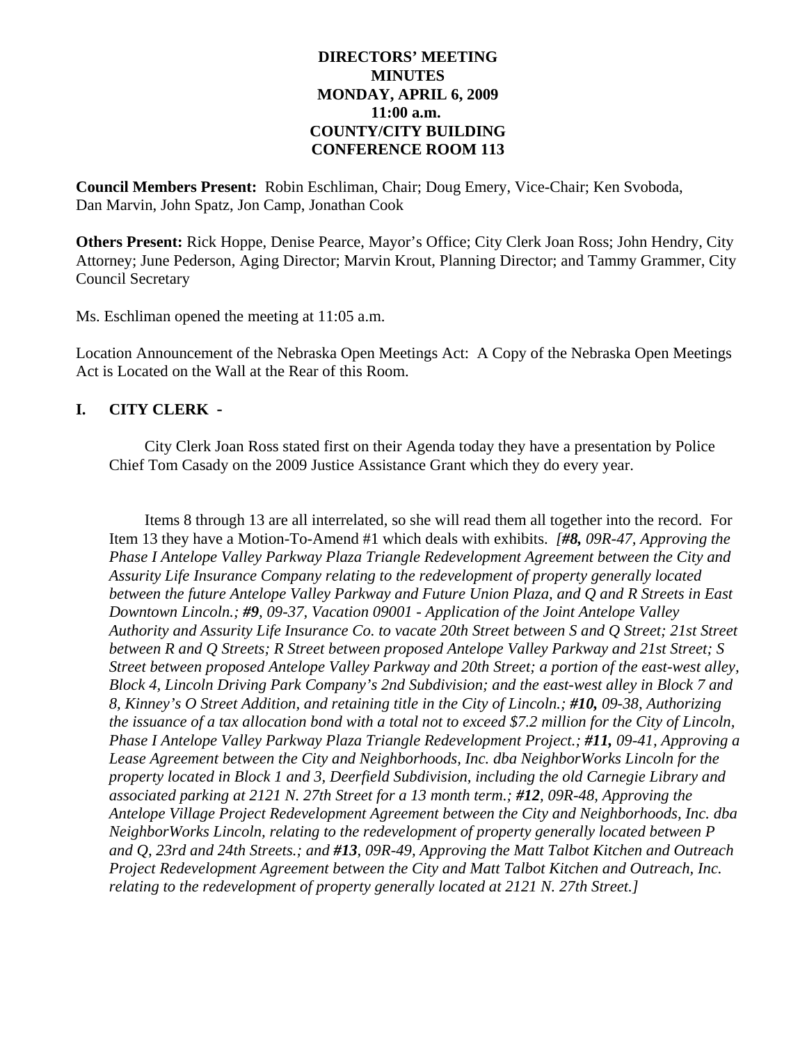**DIRECTORS' MEETING**
**MINUTES**
**MONDAY, APRIL 6, 2009**
**11:00 a.m.**
**COUNTY/CITY BUILDING**
**CONFERENCE ROOM 113**

**Council Members Present:** Robin Eschliman, Chair; Doug Emery, Vice-Chair; Ken Svoboda, Dan Marvin, John Spatz, Jon Camp, Jonathan Cook

**Others Present:** Rick Hoppe, Denise Pearce, Mayor's Office; City Clerk Joan Ross; John Hendry, City Attorney; June Pederson, Aging Director; Marvin Krout, Planning Director; and Tammy Grammer, City Council Secretary

Ms. Eschliman opened the meeting at 11:05 a.m.

Location Announcement of the Nebraska Open Meetings Act: A Copy of the Nebraska Open Meetings Act is Located on the Wall at the Rear of this Room.

## I. CITY CLERK -

City Clerk Joan Ross stated first on their Agenda today they have a presentation by Police Chief Tom Casady on the 2009 Justice Assistance Grant which they do every year.

Items 8 through 13 are all interrelated, so she will read them all together into the record. For Item 13 they have a Motion-To-Amend #1 which deals with exhibits. *[**#8,** 09R-47, Approving the Phase I Antelope Valley Parkway Plaza Triangle Redevelopment Agreement between the City and Assurity Life Insurance Company relating to the redevelopment of property generally located between the future Antelope Valley Parkway and Future Union Plaza, and Q and R Streets in East Downtown Lincoln.; **#9**, 09-37, Vacation 09001 - Application of the Joint Antelope Valley Authority and Assurity Life Insurance Co. to vacate 20th Street between S and Q Street; 21st Street between R and Q Streets; R Street between proposed Antelope Valley Parkway and 21st Street; S Street between proposed Antelope Valley Parkway and 20th Street; a portion of the east-west alley, Block 4, Lincoln Driving Park Company's 2nd Subdivision; and the east-west alley in Block 7 and 8, Kinney's O Street Addition, and retaining title in the City of Lincoln.; **#10,** 09-38, Authorizing the issuance of a tax allocation bond with a total not to exceed $7.2 million for the City of Lincoln, Phase I Antelope Valley Parkway Plaza Triangle Redevelopment Project.; **#11,** 09-41, Approving a Lease Agreement between the City and Neighborhoods, Inc. dba NeighborWorks Lincoln for the property located in Block 1 and 3, Deerfield Subdivision, including the old Carnegie Library and associated parking at 2121 N. 27th Street for a 13 month term.; **#12**, 09R-48, Approving the Antelope Village Project Redevelopment Agreement between the City and Neighborhoods, Inc. dba NeighborWorks Lincoln, relating to the redevelopment of property generally located between P and Q, 23rd and 24th Streets.; and **#13**, 09R-49, Approving the Matt Talbot Kitchen and Outreach Project Redevelopment Agreement between the City and Matt Talbot Kitchen and Outreach, Inc. relating to the redevelopment of property generally located at 2121 N. 27th Street.]*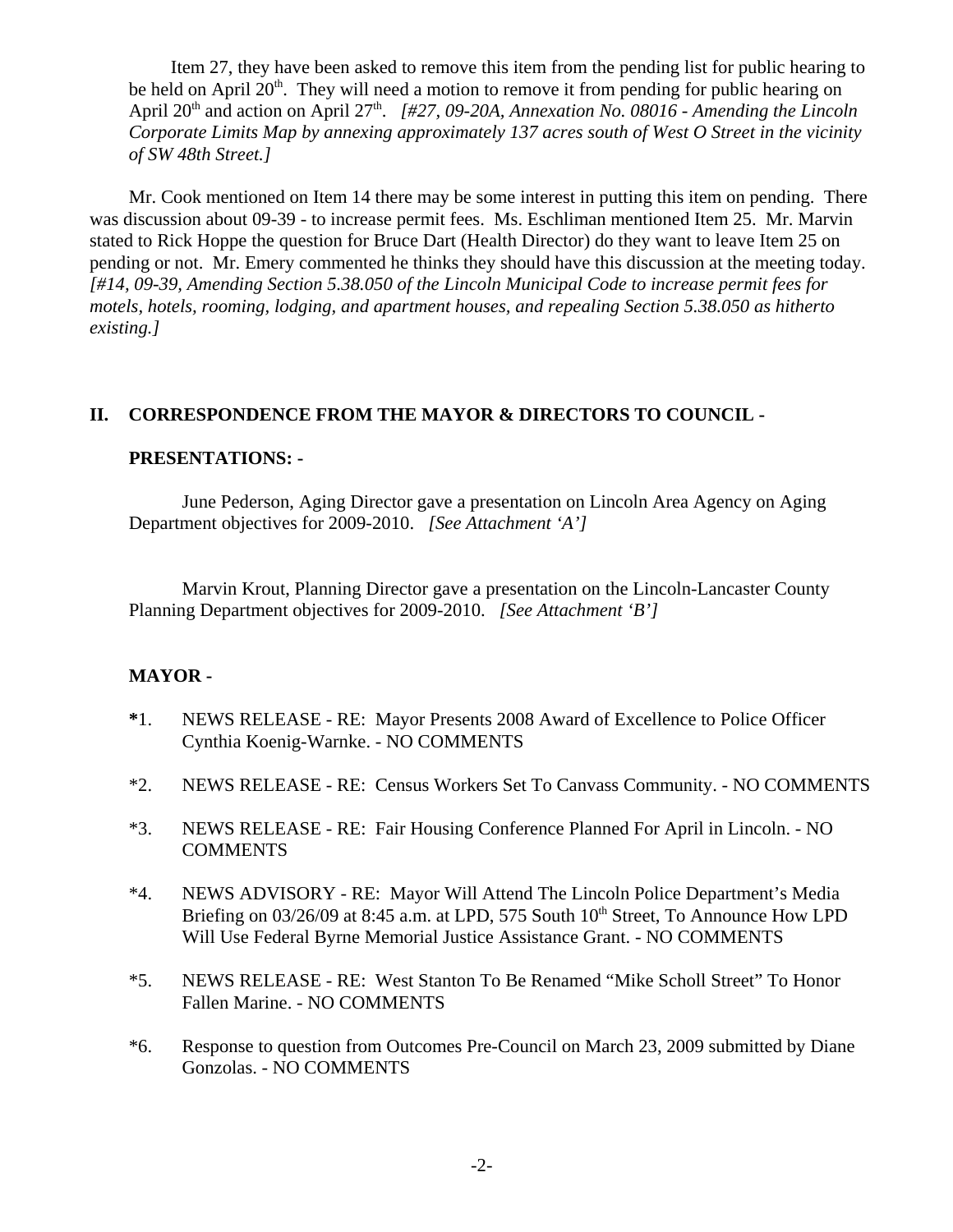Item 27, they have been asked to remove this item from the pending list for public hearing to be held on April 20th. They will need a motion to remove it from pending for public hearing on April 20th and action on April 27th. *[#27, 09-20A, Annexation No. 08016 - Amending the Lincoln Corporate Limits Map by annexing approximately 137 acres south of West O Street in the vicinity of SW 48th Street.]*

Mr. Cook mentioned on Item 14 there may be some interest in putting this item on pending. There was discussion about 09-39 - to increase permit fees. Ms. Eschliman mentioned Item 25. Mr. Marvin stated to Rick Hoppe the question for Bruce Dart (Health Director) do they want to leave Item 25 on pending or not. Mr. Emery commented he thinks they should have this discussion at the meeting today. *[#14, 09-39, Amending Section 5.38.050 of the Lincoln Municipal Code to increase permit fees for motels, hotels, rooming, lodging, and apartment houses, and repealing Section 5.38.050 as hitherto existing.]*

## II. CORRESPONDENCE FROM THE MAYOR & DIRECTORS TO COUNCIL -

### PRESENTATIONS: -

June Pederson, Aging Director gave a presentation on Lincoln Area Agency on Aging Department objectives for 2009-2010. *[See Attachment 'A']*

Marvin Krout, Planning Director gave a presentation on the Lincoln-Lancaster County Planning Department objectives for 2009-2010. *[See Attachment 'B']*

### MAYOR -

*1. NEWS RELEASE - RE: Mayor Presents 2008 Award of Excellence to Police Officer Cynthia Koenig-Warnke. - NO COMMENTS

*2. NEWS RELEASE - RE: Census Workers Set To Canvass Community. - NO COMMENTS

*3. NEWS RELEASE - RE: Fair Housing Conference Planned For April in Lincoln. - NO COMMENTS

*4. NEWS ADVISORY - RE: Mayor Will Attend The Lincoln Police Department's Media Briefing on 03/26/09 at 8:45 a.m. at LPD, 575 South 10th Street, To Announce How LPD Will Use Federal Byrne Memorial Justice Assistance Grant. - NO COMMENTS

*5. NEWS RELEASE - RE: West Stanton To Be Renamed "Mike Scholl Street" To Honor Fallen Marine. - NO COMMENTS

*6. Response to question from Outcomes Pre-Council on March 23, 2009 submitted by Diane Gonzolas. - NO COMMENTS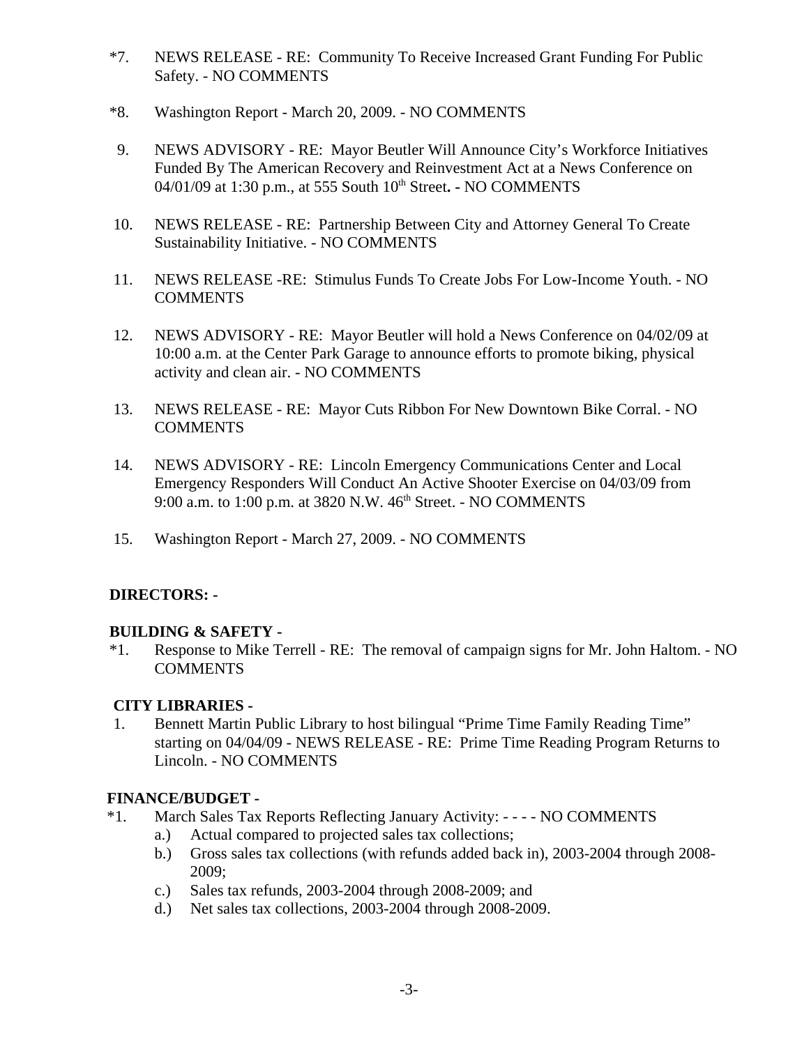*7. NEWS RELEASE - RE: Community To Receive Increased Grant Funding For Public Safety. - NO COMMENTS

*8. Washington Report - March 20, 2009. - NO COMMENTS

9. NEWS ADVISORY - RE: Mayor Beutler Will Announce City's Workforce Initiatives Funded By The American Recovery and Reinvestment Act at a News Conference on 04/01/09 at 1:30 p.m., at 555 South 10th Street**.** - NO COMMENTS

10. NEWS RELEASE - RE: Partnership Between City and Attorney General To Create Sustainability Initiative. - NO COMMENTS

11. NEWS RELEASE -RE: Stimulus Funds To Create Jobs For Low-Income Youth. - NO COMMENTS

12. NEWS ADVISORY - RE: Mayor Beutler will hold a News Conference on 04/02/09 at 10:00 a.m. at the Center Park Garage to announce efforts to promote biking, physical activity and clean air. - NO COMMENTS

13. NEWS RELEASE - RE: Mayor Cuts Ribbon For New Downtown Bike Corral. - NO COMMENTS

14. NEWS ADVISORY - RE: Lincoln Emergency Communications Center and Local Emergency Responders Will Conduct An Active Shooter Exercise on 04/03/09 from 9:00 a.m. to 1:00 p.m. at 3820 N.W. 46th Street. - NO COMMENTS

15. Washington Report - March 27, 2009. - NO COMMENTS

**DIRECTORS: -**

**BUILDING & SAFETY -**

*1. Response to Mike Terrell - RE: The removal of campaign signs for Mr. John Haltom. - NO COMMENTS

**CITY LIBRARIES -**

1. Bennett Martin Public Library to host bilingual "Prime Time Family Reading Time" starting on 04/04/09 - NEWS RELEASE - RE: Prime Time Reading Program Returns to Lincoln. - NO COMMENTS

**FINANCE/BUDGET -**

*1. March Sales Tax Reports Reflecting January Activity: - - - - NO COMMENTS
   a.) Actual compared to projected sales tax collections;
   b.) Gross sales tax collections (with refunds added back in), 2003-2004 through 2008-2009;
   c.) Sales tax refunds, 2003-2004 through 2008-2009; and
   d.) Net sales tax collections, 2003-2004 through 2008-2009.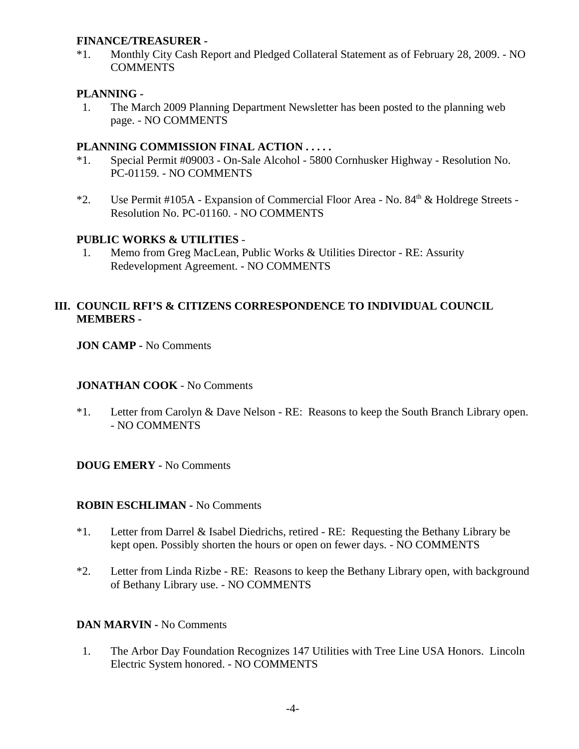**FINANCE/TREASURER -**

*1. Monthly City Cash Report and Pledged Collateral Statement as of February 28, 2009. - NO COMMENTS

**PLANNING -**

1. The March 2009 Planning Department Newsletter has been posted to the planning web page. - NO COMMENTS

**PLANNING COMMISSION FINAL ACTION . . . . .**

*1. Special Permit #09003 - On-Sale Alcohol - 5800 Cornhusker Highway - Resolution No. PC-01159. - NO COMMENTS

*2. Use Permit #105A - Expansion of Commercial Floor Area - No. 84th & Holdrege Streets - Resolution No. PC-01160. - NO COMMENTS

**PUBLIC WORKS & UTILITIES** -

1. Memo from Greg MacLean, Public Works & Utilities Director - RE: Assurity Redevelopment Agreement. - NO COMMENTS

## III. COUNCIL RFI'S & CITIZENS CORRESPONDENCE TO INDIVIDUAL COUNCIL MEMBERS -

**JON CAMP -** No Comments

**JONATHAN COOK** - No Comments

*1. Letter from Carolyn & Dave Nelson - RE: Reasons to keep the South Branch Library open. - NO COMMENTS

**DOUG EMERY -** No Comments

**ROBIN ESCHLIMAN -** No Comments

*1. Letter from Darrel & Isabel Diedrichs, retired - RE: Requesting the Bethany Library be kept open. Possibly shorten the hours or open on fewer days. - NO COMMENTS

*2. Letter from Linda Rizbe - RE: Reasons to keep the Bethany Library open, with background of Bethany Library use. - NO COMMENTS

**DAN MARVIN -** No Comments

1. The Arbor Day Foundation Recognizes 147 Utilities with Tree Line USA Honors. Lincoln Electric System honored. - NO COMMENTS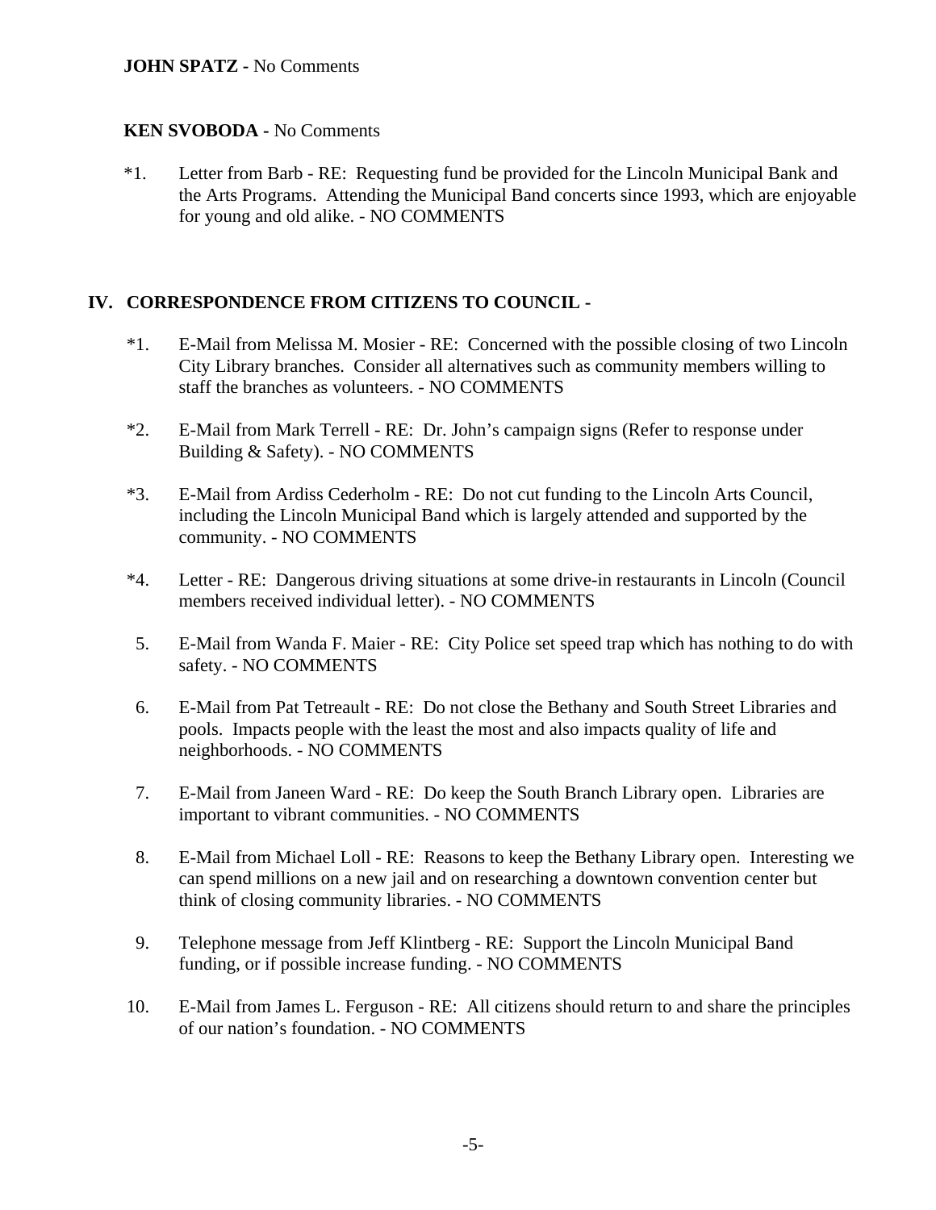**JOHN SPATZ -** No Comments

**KEN SVOBODA -** No Comments

*1. Letter from Barb - RE: Requesting fund be provided for the Lincoln Municipal Bank and the Arts Programs. Attending the Municipal Band concerts since 1993, which are enjoyable for young and old alike. - NO COMMENTS

## IV. CORRESPONDENCE FROM CITIZENS TO COUNCIL -

*1. E-Mail from Melissa M. Mosier - RE: Concerned with the possible closing of two Lincoln City Library branches. Consider all alternatives such as community members willing to staff the branches as volunteers. - NO COMMENTS

*2. E-Mail from Mark Terrell - RE: Dr. John's campaign signs (Refer to response under Building & Safety). - NO COMMENTS

*3. E-Mail from Ardiss Cederholm - RE: Do not cut funding to the Lincoln Arts Council, including the Lincoln Municipal Band which is largely attended and supported by the community. - NO COMMENTS

*4. Letter - RE: Dangerous driving situations at some drive-in restaurants in Lincoln (Council members received individual letter). - NO COMMENTS

5. E-Mail from Wanda F. Maier - RE: City Police set speed trap which has nothing to do with safety. - NO COMMENTS

6. E-Mail from Pat Tetreault - RE: Do not close the Bethany and South Street Libraries and pools. Impacts people with the least the most and also impacts quality of life and neighborhoods. - NO COMMENTS

7. E-Mail from Janeen Ward - RE: Do keep the South Branch Library open. Libraries are important to vibrant communities. - NO COMMENTS

8. E-Mail from Michael Loll - RE: Reasons to keep the Bethany Library open. Interesting we can spend millions on a new jail and on researching a downtown convention center but think of closing community libraries. - NO COMMENTS

9. Telephone message from Jeff Klintberg - RE: Support the Lincoln Municipal Band funding, or if possible increase funding. - NO COMMENTS

10. E-Mail from James L. Ferguson - RE: All citizens should return to and share the principles of our nation's foundation. - NO COMMENTS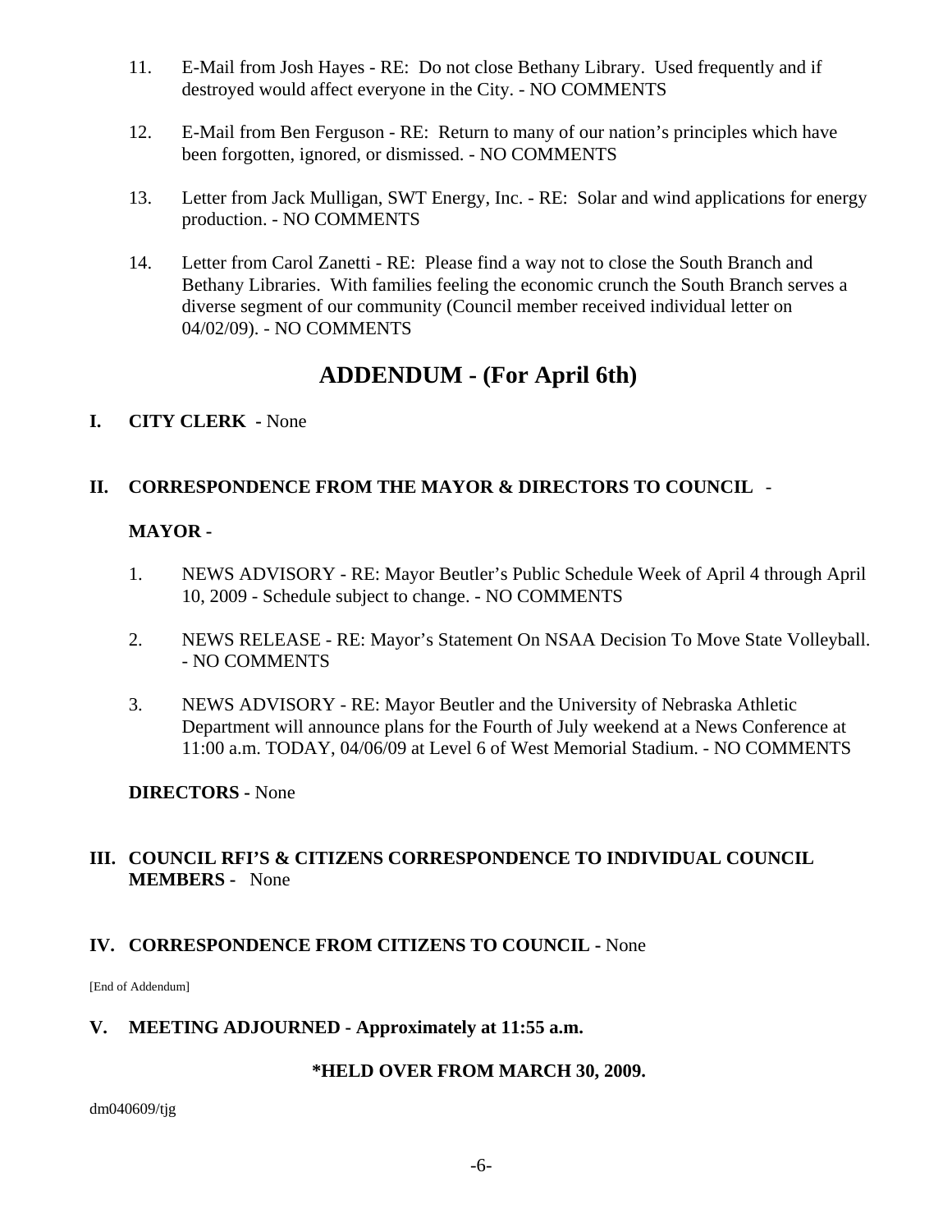11. E-Mail from Josh Hayes - RE: Do not close Bethany Library. Used frequently and if destroyed would affect everyone in the City. - NO COMMENTS

12. E-Mail from Ben Ferguson - RE: Return to many of our nation's principles which have been forgotten, ignored, or dismissed. - NO COMMENTS

13. Letter from Jack Mulligan, SWT Energy, Inc. - RE: Solar and wind applications for energy production. - NO COMMENTS

14. Letter from Carol Zanetti - RE: Please find a way not to close the South Branch and Bethany Libraries. With families feeling the economic crunch the South Branch serves a diverse segment of our community (Council member received individual letter on 04/02/09). - NO COMMENTS

# ADDENDUM - (For April 6th)

**I. CITY CLERK -** None

**II. CORRESPONDENCE FROM THE MAYOR & DIRECTORS TO COUNCIL** -

**MAYOR -**

1. NEWS ADVISORY - RE: Mayor Beutler's Public Schedule Week of April 4 through April 10, 2009 - Schedule subject to change. - NO COMMENTS

2. NEWS RELEASE - RE: Mayor's Statement On NSAA Decision To Move State Volleyball. - NO COMMENTS

3. NEWS ADVISORY - RE: Mayor Beutler and the University of Nebraska Athletic Department will announce plans for the Fourth of July weekend at a News Conference at 11:00 a.m. TODAY, 04/06/09 at Level 6 of West Memorial Stadium. - NO COMMENTS

**DIRECTORS -** None

**III. COUNCIL RFI'S & CITIZENS CORRESPONDENCE TO INDIVIDUAL COUNCIL MEMBERS -** None

**IV. CORRESPONDENCE FROM CITIZENS TO COUNCIL -** None

[End of Addendum]

**V. MEETING ADJOURNED - Approximately at 11:55 a.m.**

**\*HELD OVER FROM MARCH 30, 2009.**

dm040609/tjg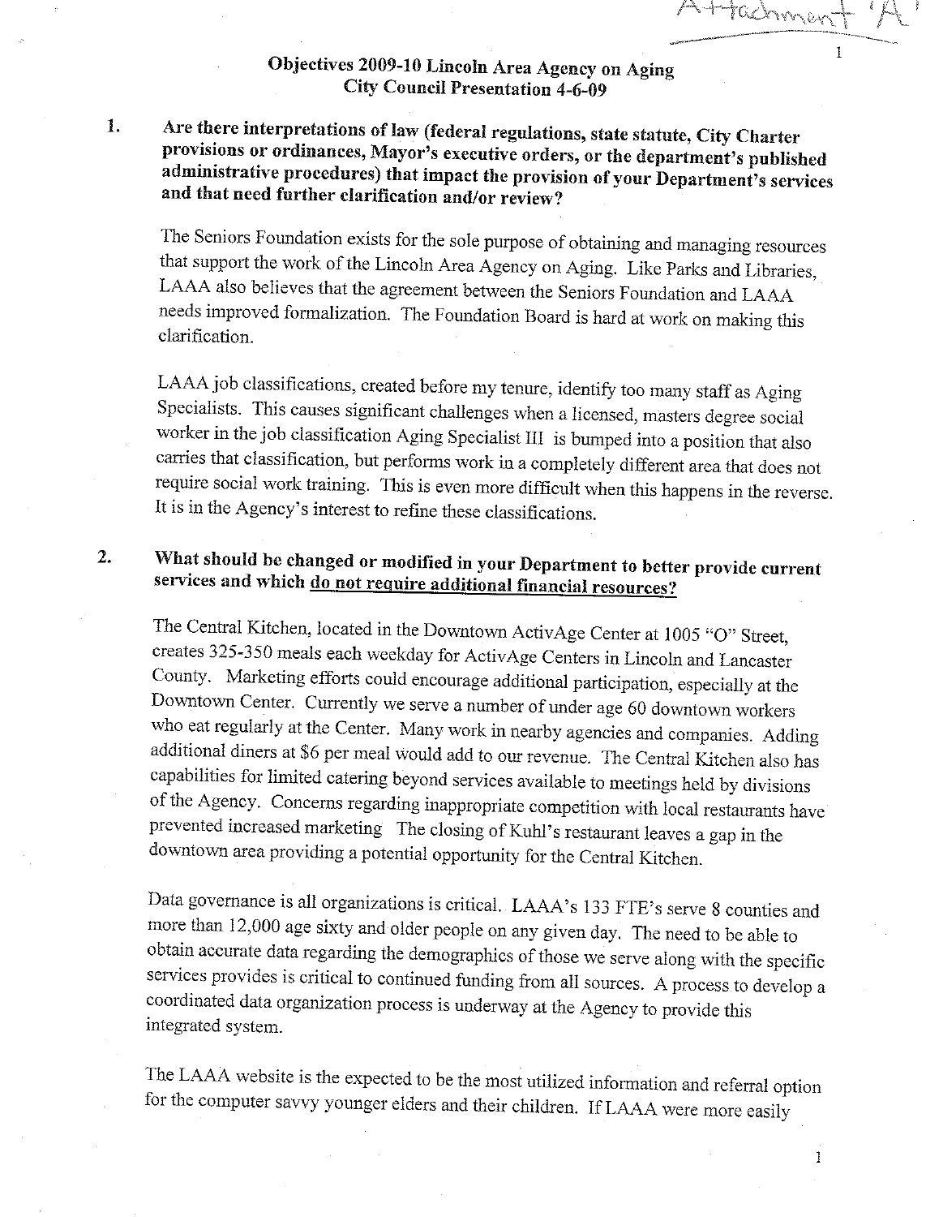Attachment 'A'

# Objectives 2009-10 Lincoln Area Agency on Aging
## City Council Presentation 4-6-09

**1. Are there interpretations of law (federal regulations, state statute, City Charter provisions or ordinances, Mayor's executive orders, or the department's published administrative procedures) that impact the provision of your Department's services and that need further clarification and/or review?**

The Seniors Foundation exists for the sole purpose of obtaining and managing resources that support the work of the Lincoln Area Agency on Aging. Like Parks and Libraries, LAAA also believes that the agreement between the Seniors Foundation and LAAA needs improved formalization. The Foundation Board is hard at work on making this clarification.

LAAA job classifications, created before my tenure, identify too many staff as Aging Specialists. This causes significant challenges when a licensed, masters degree social worker in the job classification Aging Specialist III is bumped into a position that also carries that classification, but performs work in a completely different area that does not require social work training. This is even more difficult when this happens in the reverse. It is in the Agency's interest to refine these classifications.

**2. What should be changed or modified in your Department to better provide current services and which <u>do not require additional financial resources?</u>**

The Central Kitchen, located in the Downtown ActivAge Center at 1005 "O" Street, creates 325-350 meals each weekday for ActivAge Centers in Lincoln and Lancaster County. Marketing efforts could encourage additional participation, especially at the Downtown Center. Currently we serve a number of under age 60 downtown workers who eat regularly at the Center. Many work in nearby agencies and companies. Adding additional diners at $6 per meal would add to our revenue. The Central Kitchen also has capabilities for limited catering beyond services available to meetings held by divisions of the Agency. Concerns regarding inappropriate competition with local restaurants have prevented increased marketing The closing of Kuhl's restaurant leaves a gap in the downtown area providing a potential opportunity for the Central Kitchen.

Data governance is all organizations is critical. LAAA's 133 FTE's serve 8 counties and more than 12,000 age sixty and older people on any given day. The need to be able to obtain accurate data regarding the demographics of those we serve along with the specific services provides is critical to continued funding from all sources. A process to develop a coordinated data organization process is underway at the Agency to provide this integrated system.

The LAAA website is the expected to be the most utilized information and referral option for the computer savvy younger elders and their children. If LAAA were more easily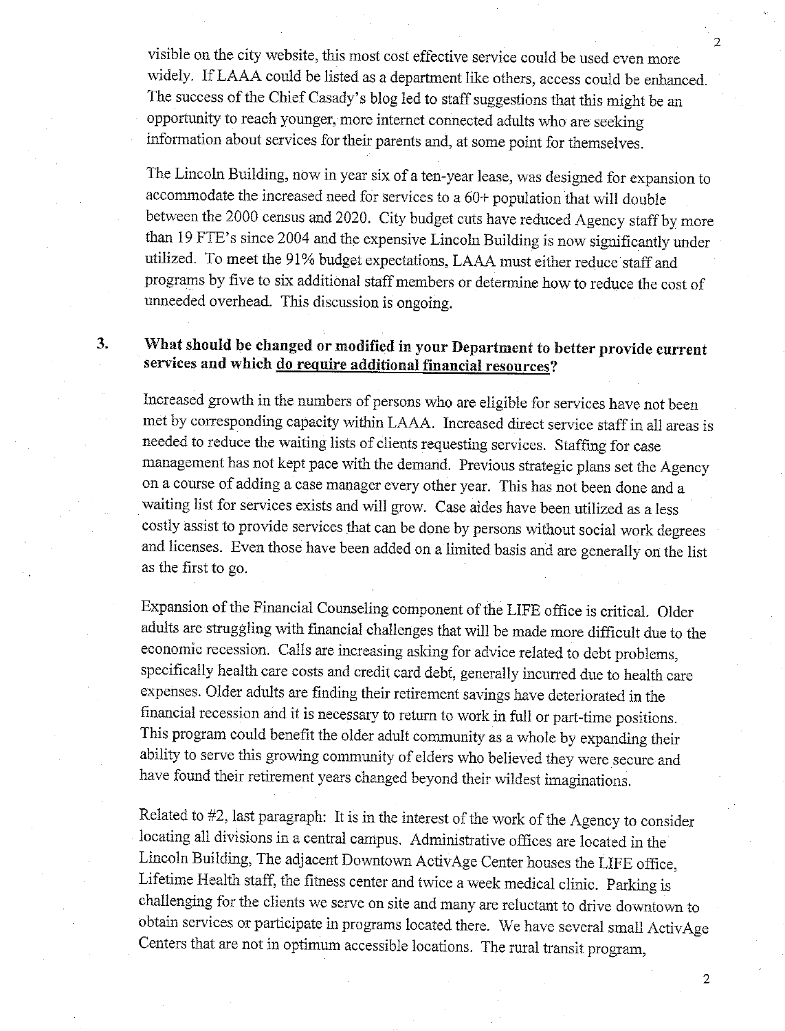visible on the city website, this most cost effective service could be used even more widely. If LAAA could be listed as a department like others, access could be enhanced. The success of the Chief Casady's blog led to staff suggestions that this might be an opportunity to reach younger, more internet connected adults who are seeking information about services for their parents and, at some point for themselves.

The Lincoln Building, now in year six of a ten-year lease, was designed for expansion to accommodate the increased need for services to a 60+ population that will double between the 2000 census and 2020. City budget cuts have reduced Agency staff by more than 19 FTE's since 2004 and the expensive Lincoln Building is now significantly under utilized. To meet the 91% budget expectations, LAAA must either reduce staff and programs by five to six additional staff members or determine how to reduce the cost of unneeded overhead. This discussion is ongoing.

**3. What should be changed or modified in your Department to better provide current services and which do require additional financial resources?**

Increased growth in the numbers of persons who are eligible for services have not been met by corresponding capacity within LAAA. Increased direct service staff in all areas is needed to reduce the waiting lists of clients requesting services. Staffing for case management has not kept pace with the demand. Previous strategic plans set the Agency on a course of adding a case manager every other year. This has not been done and a waiting list for services exists and will grow. Case aides have been utilized as a less costly assist to provide services that can be done by persons without social work degrees and licenses. Even those have been added on a limited basis and are generally on the list as the first to go.

Expansion of the Financial Counseling component of the LIFE office is critical. Older adults are struggling with financial challenges that will be made more difficult due to the economic recession. Calls are increasing asking for advice related to debt problems, specifically health care costs and credit card debt, generally incurred due to health care expenses. Older adults are finding their retirement savings have deteriorated in the financial recession and it is necessary to return to work in full or part-time positions. This program could benefit the older adult community as a whole by expanding their ability to serve this growing community of elders who believed they were secure and have found their retirement years changed beyond their wildest imaginations.

Related to #2, last paragraph: It is in the interest of the work of the Agency to consider locating all divisions in a central campus. Administrative offices are located in the Lincoln Building, The adjacent Downtown ActivAge Center houses the LIFE office, Lifetime Health staff, the fitness center and twice a week medical clinic. Parking is challenging for the clients we serve on site and many are reluctant to drive downtown to obtain services or participate in programs located there. We have several small ActivAge Centers that are not in optimum accessible locations. The rural transit program,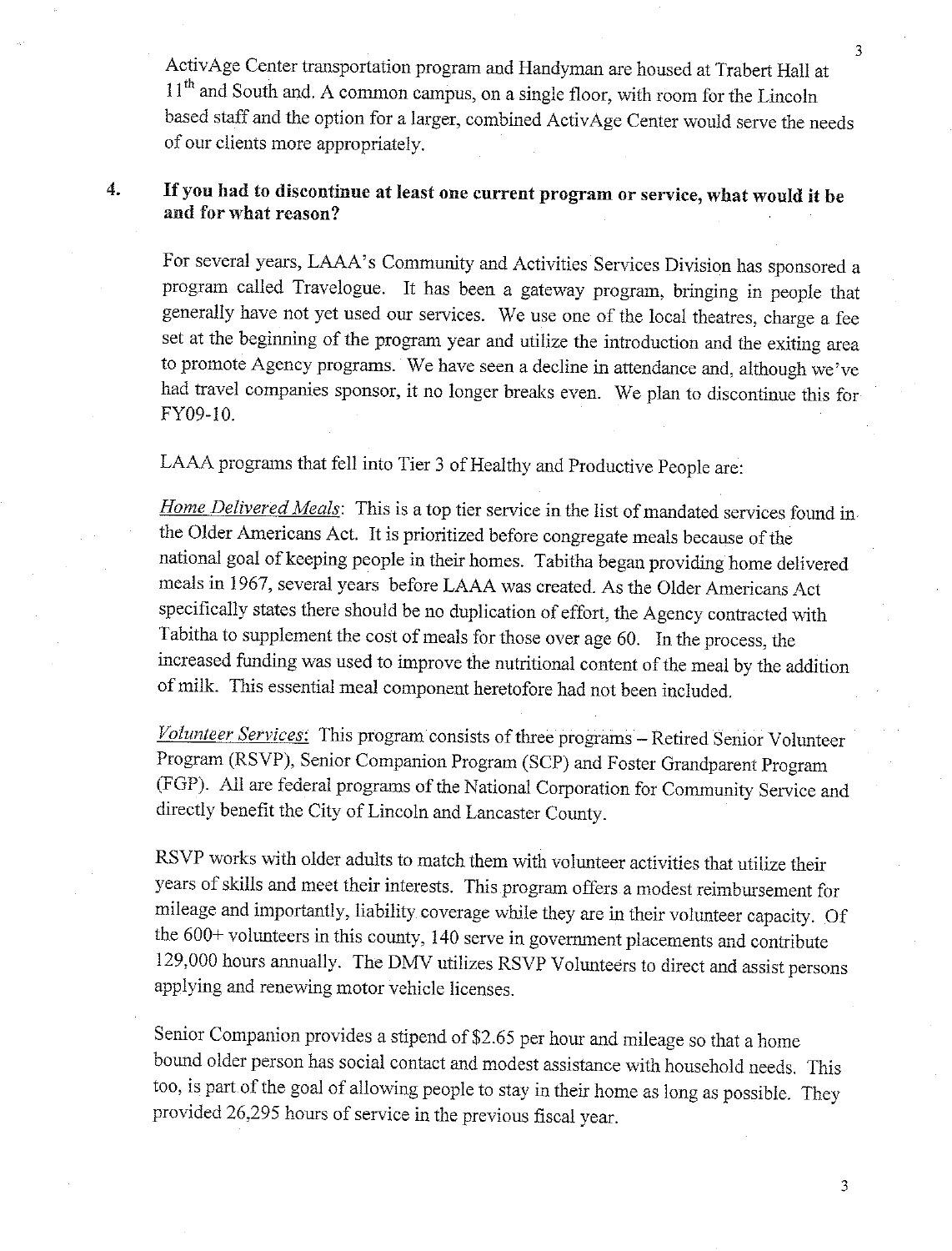ActivAge Center transportation program and Handyman are housed at Trabert Hall at 11th and South and. A common campus, on a single floor, with room for the Lincoln based staff and the option for a larger, combined ActivAge Center would serve the needs of our clients more appropriately.

**4. If you had to discontinue at least one current program or service, what would it be and for what reason?**

For several years, LAAA's Community and Activities Services Division has sponsored a program called Travelogue. It has been a gateway program, bringing in people that generally have not yet used our services. We use one of the local theatres, charge a fee set at the beginning of the program year and utilize the introduction and the exiting area to promote Agency programs. We have seen a decline in attendance and, although we've had travel companies sponsor, it no longer breaks even. We plan to discontinue this for FY09-10.

LAAA programs that fell into Tier 3 of Healthy and Productive People are:

*Home Delivered Meals*: This is a top tier service in the list of mandated services found in the Older Americans Act. It is prioritized before congregate meals because of the national goal of keeping people in their homes. Tabitha began providing home delivered meals in 1967, several years before LAAA was created. As the Older Americans Act specifically states there should be no duplication of effort, the Agency contracted with Tabitha to supplement the cost of meals for those over age 60. In the process, the increased funding was used to improve the nutritional content of the meal by the addition of milk. This essential meal component heretofore had not been included.

*Volunteer Services*: This program consists of three programs – Retired Senior Volunteer Program (RSVP), Senior Companion Program (SCP) and Foster Grandparent Program (FGP). All are federal programs of the National Corporation for Community Service and directly benefit the City of Lincoln and Lancaster County.

RSVP works with older adults to match them with volunteer activities that utilize their years of skills and meet their interests. This program offers a modest reimbursement for mileage and importantly, liability coverage while they are in their volunteer capacity. Of the 600+ volunteers in this county, 140 serve in government placements and contribute 129,000 hours annually. The DMV utilizes RSVP Volunteers to direct and assist persons applying and renewing motor vehicle licenses.

Senior Companion provides a stipend of $2.65 per hour and mileage so that a home bound older person has social contact and modest assistance with household needs. This too, is part of the goal of allowing people to stay in their home as long as possible. They provided 26,295 hours of service in the previous fiscal year.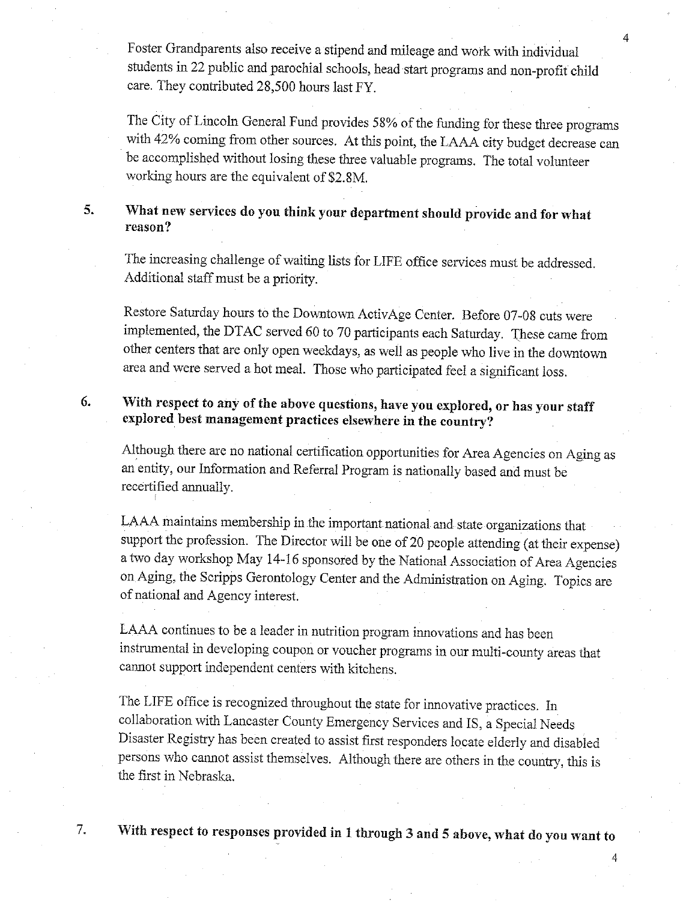Foster Grandparents also receive a stipend and mileage and work with individual students in 22 public and parochial schools, head start programs and non-profit child care. They contributed 28,500 hours last FY.

The City of Lincoln General Fund provides 58% of the funding for these three programs with 42% coming from other sources. At this point, the LAAA city budget decrease can be accomplished without losing these three valuable programs. The total volunteer working hours are the equivalent of $2.8M.

**5. What new services do you think your department should provide and for what reason?**

The increasing challenge of waiting lists for LIFE office services must be addressed. Additional staff must be a priority.

Restore Saturday hours to the Downtown ActivAge Center. Before 07-08 cuts were implemented, the DTAC served 60 to 70 participants each Saturday. These came from other centers that are only open weekdays, as well as people who live in the downtown area and were served a hot meal. Those who participated feel a significant loss.

**6. With respect to any of the above questions, have you explored, or has your staff explored best management practices elsewhere in the country?**

Although there are no national certification opportunities for Area Agencies on Aging as an entity, our Information and Referral Program is nationally based and must be recertified annually.

LAAA maintains membership in the important national and state organizations that support the profession. The Director will be one of 20 people attending (at their expense) a two day workshop May 14-16 sponsored by the National Association of Area Agencies on Aging, the Scripps Gerontology Center and the Administration on Aging. Topics are of national and Agency interest.

LAAA continues to be a leader in nutrition program innovations and has been instrumental in developing coupon or voucher programs in our multi-county areas that cannot support independent centers with kitchens.

The LIFE office is recognized throughout the state for innovative practices. In collaboration with Lancaster County Emergency Services and IS, a Special Needs Disaster Registry has been created to assist first responders locate elderly and disabled persons who cannot assist themselves. Although there are others in the country, this is the first in Nebraska.

**7. With respect to responses provided in 1 through 3 and 5 above, what do you want to**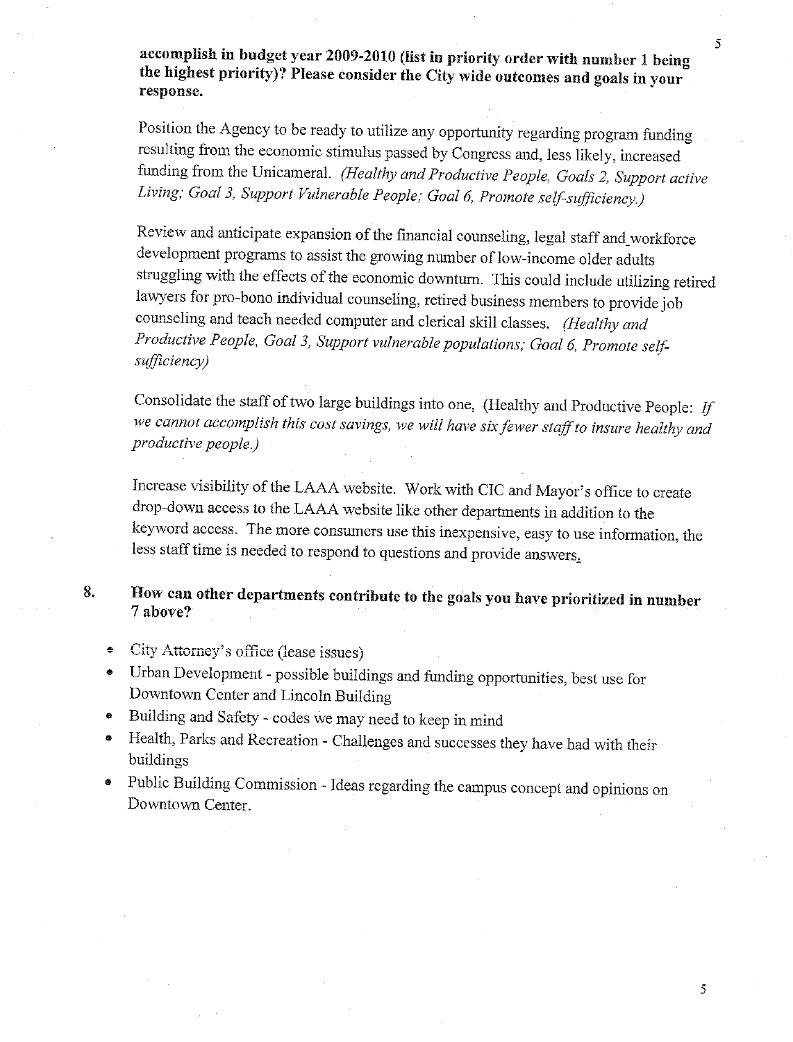**accomplish in budget year 2009-2010 (list in priority order with number 1 being the highest priority)? Please consider the City wide outcomes and goals in your response.**

Position the Agency to be ready to utilize any opportunity regarding program funding resulting from the economic stimulus passed by Congress and, less likely, increased funding from the Unicameral. *(Healthy and Productive People, Goals 2, Support active Living; Goal 3, Support Vulnerable People; Goal 6, Promote self-sufficiency.)*

Review and anticipate expansion of the financial counseling, legal staff and workforce development programs to assist the growing number of low-income older adults struggling with the effects of the economic downturn. This could include utilizing retired lawyers for pro-bono individual counseling, retired business members to provide job counseling and teach needed computer and clerical skill classes. *(Healthy and Productive People, Goal 3, Support vulnerable populations; Goal 6, Promote self-sufficiency)*

Consolidate the staff of two large buildings into one, (Healthy and Productive People: *If we cannot accomplish this cost savings, we will have six fewer staff to insure healthy and productive people.)*

Increase visibility of the LAAA website. Work with CIC and Mayor's office to create drop-down access to the LAAA website like other departments in addition to the keyword access. The more consumers use this inexpensive, easy to use information, the less staff time is needed to respond to questions and provide answers.

**8. How can other departments contribute to the goals you have prioritized in number 7 above?**

- City Attorney's office (lease issues)
- Urban Development - possible buildings and funding opportunities, best use for Downtown Center and Lincoln Building
- Building and Safety - codes we may need to keep in mind
- Health, Parks and Recreation - Challenges and successes they have had with their buildings
- Public Building Commission - Ideas regarding the campus concept and opinions on Downtown Center.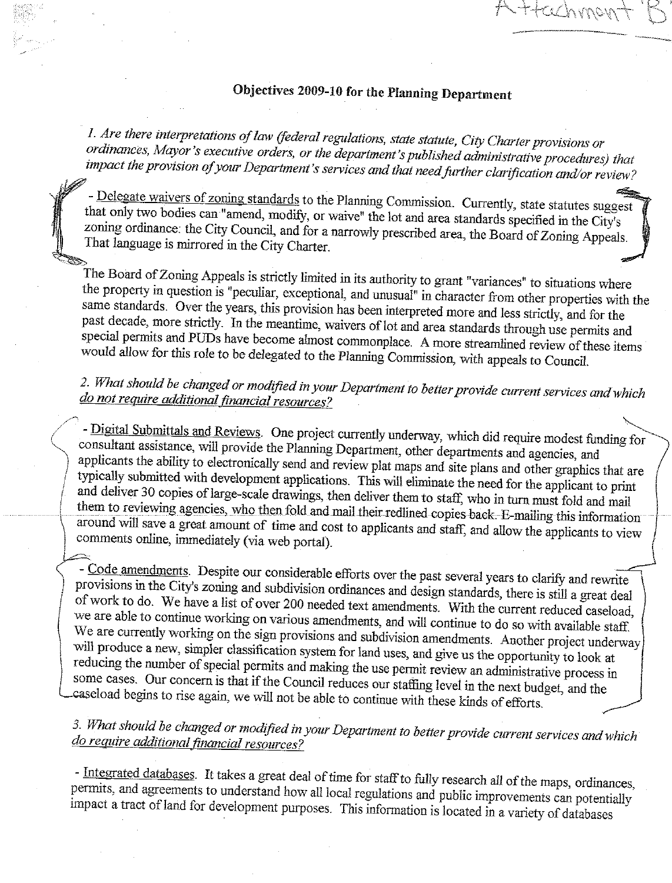Attachment 'B'

# Objectives 2009-10 for the Planning Department

*1. Are there interpretations of law (federal regulations, state statute, City Charter provisions or ordinances, Mayor's executive orders, or the department's published administrative procedures) that impact the provision of your Department's services and that need further clarification and/or review?*

- Delegate waivers of zoning standards to the Planning Commission. Currently, state statutes suggest that only two bodies can "amend, modify, or waive" the lot and area standards specified in the City's zoning ordinance: the City Council, and for a narrowly prescribed area, the Board of Zoning Appeals. That language is mirrored in the City Charter.

The Board of Zoning Appeals is strictly limited in its authority to grant "variances" to situations where the property in question is "peculiar, exceptional, and unusual" in character from other properties with the same standards. Over the years, this provision has been interpreted more and less strictly, and for the past decade, more strictly. In the meantime, waivers of lot and area standards through use permits and special permits and PUDs have become almost commonplace. A more streamlined review of these items would allow for this role to be delegated to the Planning Commission, with appeals to Council.

*2. What should be changed or modified in your Department to better provide current services and which do not require additional financial resources?*

- Digital Submittals and Reviews. One project currently underway, which did require modest funding for consultant assistance, will provide the Planning Department, other departments and agencies, and applicants the ability to electronically send and review plat maps and site plans and other graphics that are typically submitted with development applications. This will eliminate the need for the applicant to print and deliver 30 copies of large-scale drawings, then deliver them to staff, who in turn must fold and mail them to reviewing agencies, who then fold and mail their redlined copies back. E-mailing this information around will save a great amount of time and cost to applicants and staff, and allow the applicants to view comments online, immediately (via web portal).

- Code amendments. Despite our considerable efforts over the past several years to clarify and rewrite provisions in the City's zoning and subdivision ordinances and design standards, there is still a great deal of work to do. We have a list of over 200 needed text amendments. With the current reduced caseload, we are able to continue working on various amendments, and will continue to do so with available staff. We are currently working on the sign provisions and subdivision amendments. Another project underway will produce a new, simpler classification system for land uses, and give us the opportunity to look at reducing the number of special permits and making the use permit review an administrative process in some cases. Our concern is that if the Council reduces our staffing level in the next budget, and the caseload begins to rise again, we will not be able to continue with these kinds of efforts.

*3. What should be changed or modified in your Department to better provide current services and which do require additional financial resources?*

- Integrated databases. It takes a great deal of time for staff to fully research all of the maps, ordinances, permits, and agreements to understand how all local regulations and public improvements can potentially impact a tract of land for development purposes. This information is located in a variety of databases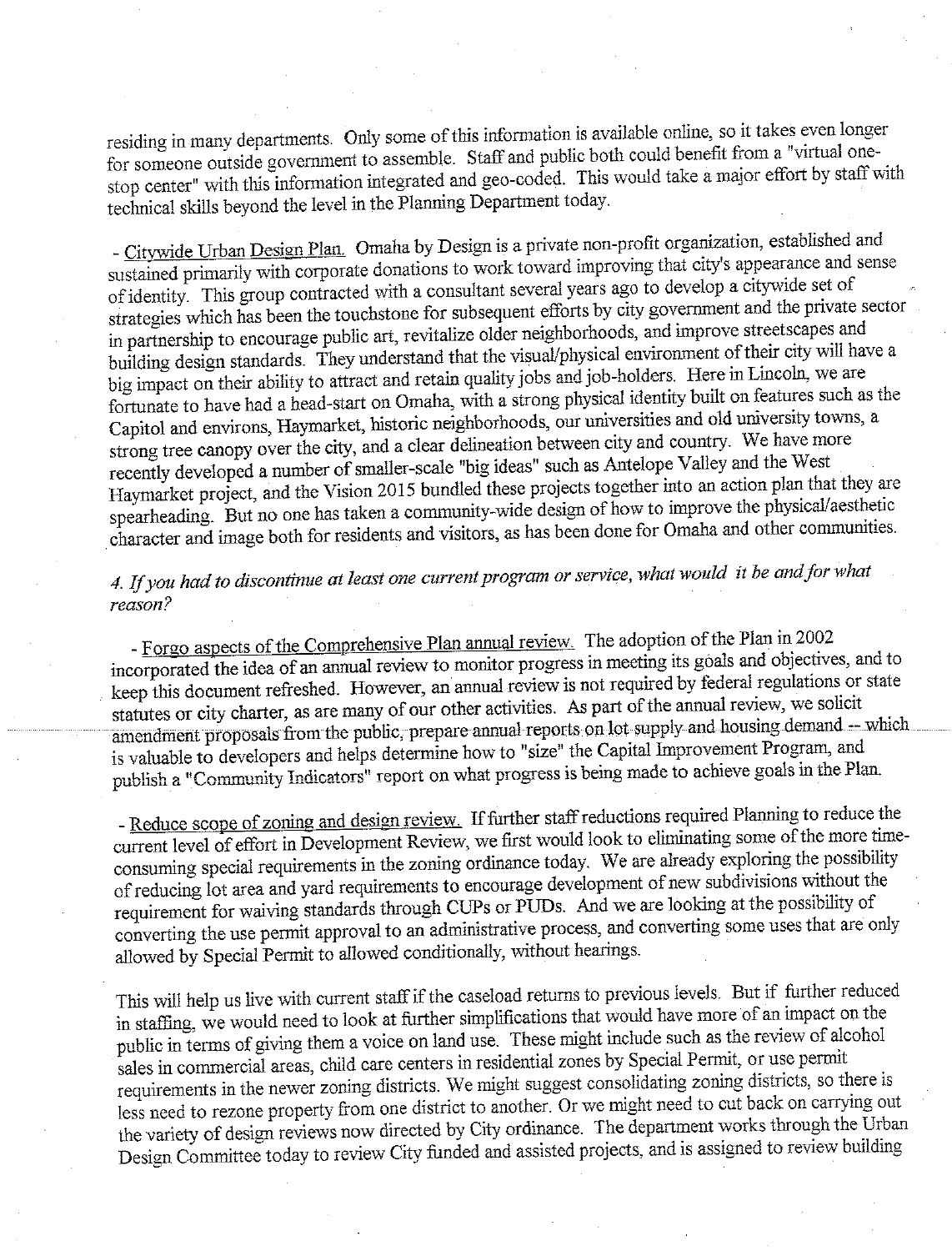residing in many departments. Only some of this information is available online, so it takes even longer for someone outside government to assemble. Staff and public both could benefit from a "virtual one-stop center" with this information integrated and geo-coded. This would take a major effort by staff with technical skills beyond the level in the Planning Department today.

- Citywide Urban Design Plan. Omaha by Design is a private non-profit organization, established and sustained primarily with corporate donations to work toward improving that city's appearance and sense of identity. This group contracted with a consultant several years ago to develop a citywide set of strategies which has been the touchstone for subsequent efforts by city government and the private sector in partnership to encourage public art, revitalize older neighborhoods, and improve streetscapes and building design standards. They understand that the visual/physical environment of their city will have a big impact on their ability to attract and retain quality jobs and job-holders. Here in Lincoln, we are fortunate to have had a head-start on Omaha, with a strong physical identity built on features such as the Capitol and environs, Haymarket, historic neighborhoods, our universities and old university towns, a strong tree canopy over the city, and a clear delineation between city and country. We have more recently developed a number of smaller-scale "big ideas" such as Antelope Valley and the West Haymarket project, and the Vision 2015 bundled these projects together into an action plan that they are spearheading. But no one has taken a community-wide design of how to improve the physical/aesthetic character and image both for residents and visitors, as has been done for Omaha and other communities.

*4. If you had to discontinue at least one current program or service, what would it be and for what reason?*

- Forgo aspects of the Comprehensive Plan annual review. The adoption of the Plan in 2002 incorporated the idea of an annual review to monitor progress in meeting its goals and objectives, and to keep this document refreshed. However, an annual review is not required by federal regulations or state statutes or city charter, as are many of our other activities. As part of the annual review, we solicit amendment proposals from the public, prepare annual reports on lot supply and housing demand -- which is valuable to developers and helps determine how to "size" the Capital Improvement Program, and publish a "Community Indicators" report on what progress is being made to achieve goals in the Plan.

- Reduce scope of zoning and design review. If further staff reductions required Planning to reduce the current level of effort in Development Review, we first would look to eliminating some of the more time-consuming special requirements in the zoning ordinance today. We are already exploring the possibility of reducing lot area and yard requirements to encourage development of new subdivisions without the requirement for waiving standards through CUPs or PUDs. And we are looking at the possibility of converting the use permit approval to an administrative process, and converting some uses that are only allowed by Special Permit to allowed conditionally, without hearings.

This will help us live with current staff if the caseload returns to previous levels. But if further reduced in staffing, we would need to look at further simplifications that would have more of an impact on the public in terms of giving them a voice on land use. These might include such as the review of alcohol sales in commercial areas, child care centers in residential zones by Special Permit, or use permit requirements in the newer zoning districts. We might suggest consolidating zoning districts, so there is less need to rezone property from one district to another. Or we might need to cut back on carrying out the variety of design reviews now directed by City ordinance. The department works through the Urban Design Committee today to review City funded and assisted projects, and is assigned to review building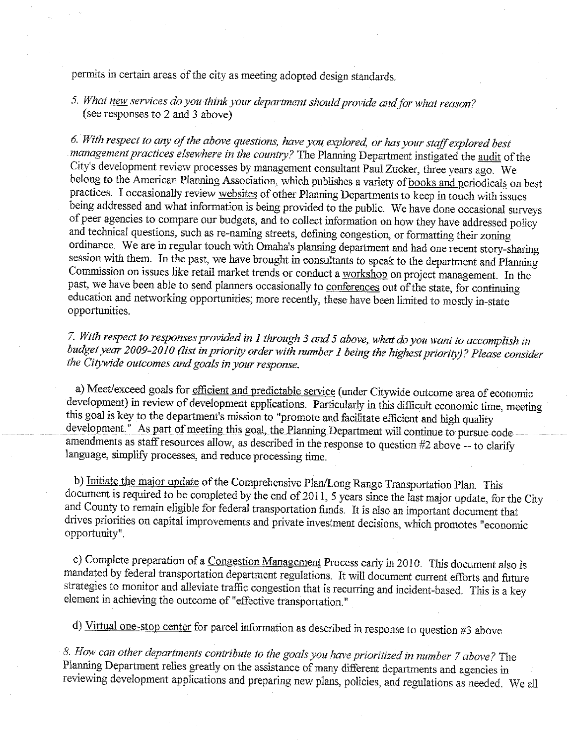permits in certain areas of the city as meeting adopted design standards.

5. *What new services do you think your department should provide and for what reason?* (see responses to 2 and 3 above)

6. *With respect to any of the above questions, have you explored, or has your staff explored best management practices elsewhere in the country?* The Planning Department instigated the audit of the City's development review processes by management consultant Paul Zucker, three years ago. We belong to the American Planning Association, which publishes a variety of books and periodicals on best practices. I occasionally review websites of other Planning Departments to keep in touch with issues being addressed and what information is being provided to the public. We have done occasional surveys of peer agencies to compare our budgets, and to collect information on how they have addressed policy and technical questions, such as re-naming streets, defining congestion, or formatting their zoning ordinance. We are in regular touch with Omaha's planning department and had one recent story-sharing session with them. In the past, we have brought in consultants to speak to the department and Planning Commission on issues like retail market trends or conduct a workshop on project management. In the past, we have been able to send planners occasionally to conferences out of the state, for continuing education and networking opportunities; more recently, these have been limited to mostly in-state opportunities.

7. *With respect to responses provided in 1 through 3 and 5 above, what do you want to accomplish in budget year 2009-2010 (list in priority order with number 1 being the highest priority)? Please consider the Citywide outcomes and goals in your response.*

a) Meet/exceed goals for efficient and predictable service (under Citywide outcome area of economic development) in review of development applications. Particularly in this difficult economic time, meeting this goal is key to the department's mission to "promote and facilitate efficient and high quality development." As part of meeting this goal, the Planning Department will continue to pursue code amendments as staff resources allow, as described in the response to question #2 above -- to clarify language, simplify processes, and reduce processing time.

b) Initiate the major update of the Comprehensive Plan/Long Range Transportation Plan. This document is required to be completed by the end of 2011, 5 years since the last major update, for the City and County to remain eligible for federal transportation funds. It is also an important document that drives priorities on capital improvements and private investment decisions, which promotes "economic opportunity".

c) Complete preparation of a Congestion Management Process early in 2010. This document also is mandated by federal transportation department regulations. It will document current efforts and future strategies to monitor and alleviate traffic congestion that is recurring and incident-based. This is a key element in achieving the outcome of "effective transportation."

d) Virtual one-stop center for parcel information as described in response to question #3 above.

8. *How can other departments contribute to the goals you have prioritized in number 7 above?* The Planning Department relies greatly on the assistance of many different departments and agencies in reviewing development applications and preparing new plans, policies, and regulations as needed. We all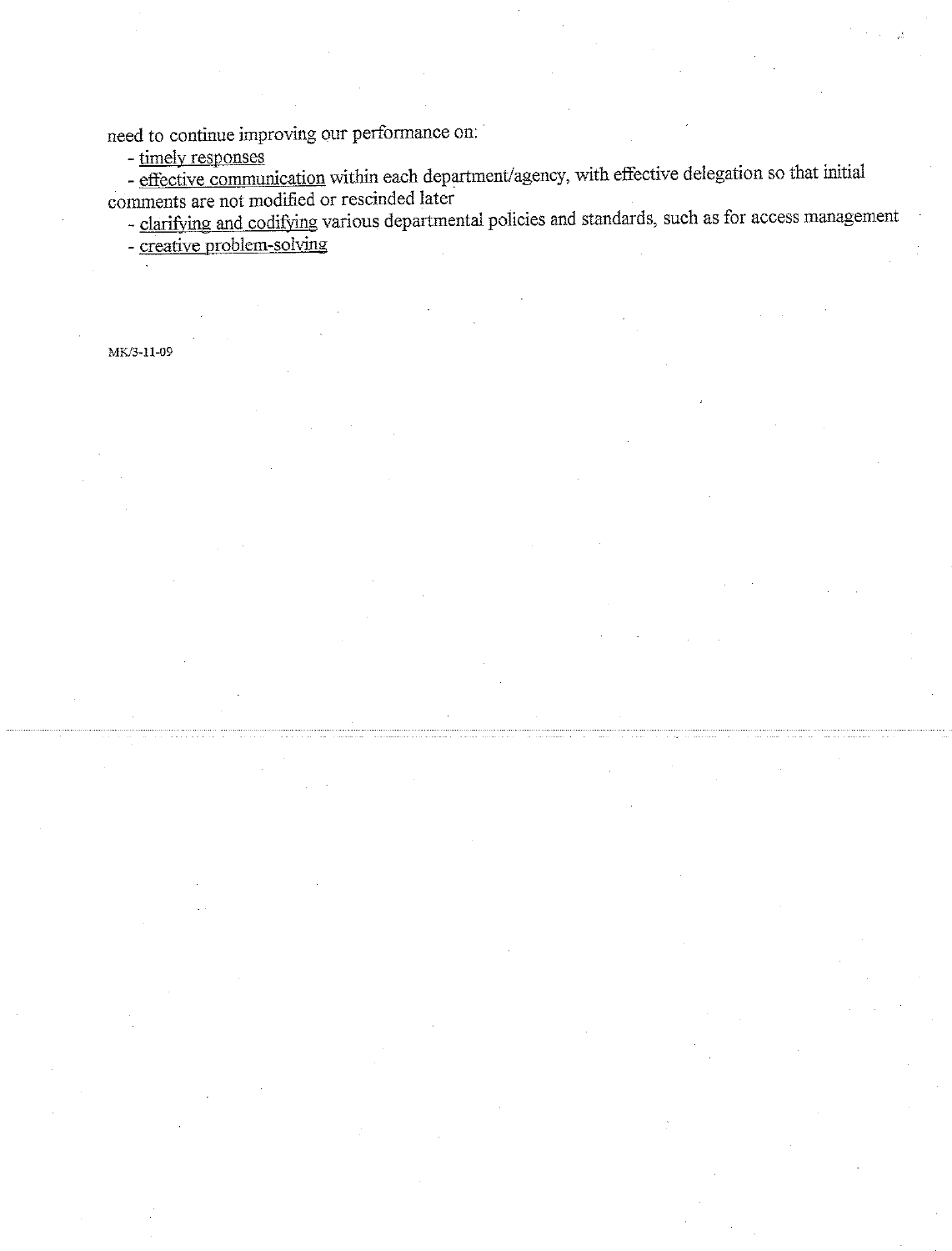need to continue improving our performance on:

- timely responses
- effective communication within each department/agency, with effective delegation so that initial comments are not modified or rescinded later
- clarifying and codifying various departmental policies and standards, such as for access management
- creative problem-solving

MK/3-11-09